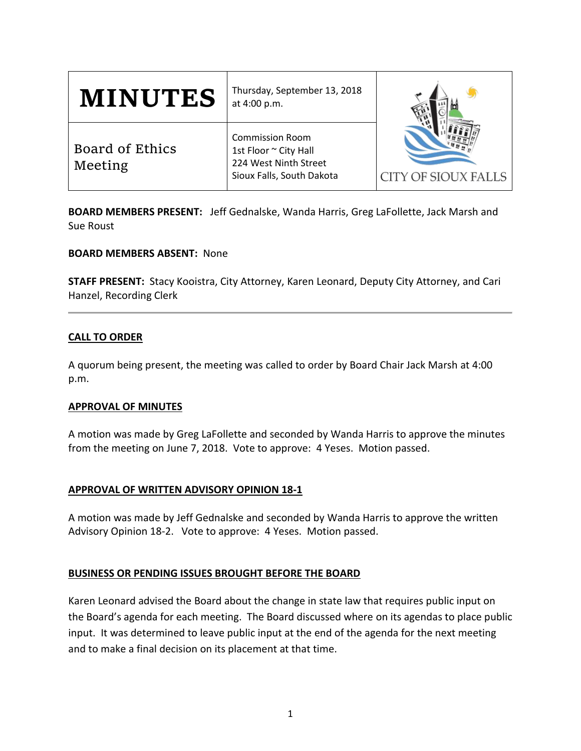| **MINUTES** | Thursday, September 13, 2018 at 4:00 p.m. | CITY OF SIOUX FALLS |
| --- | --- | --- |
| Board of Ethics Meeting | Commission Room<br>1st Floor ~ City Hall<br>224 West Ninth Street<br>Sioux Falls, South Dakota | |

**BOARD MEMBERS PRESENT:** Jeff Gednalske, Wanda Harris, Greg LaFollette, Jack Marsh and Sue Roust

**BOARD MEMBERS ABSENT:** None

**STAFF PRESENT:** Stacy Kooistra, City Attorney, Karen Leonard, Deputy City Attorney, and Cari Hanzel, Recording Clerk

---

**CALL TO ORDER**

A quorum being present, the meeting was called to order by Board Chair Jack Marsh at 4:00 p.m.

**APPROVAL OF MINUTES**

A motion was made by Greg LaFollette and seconded by Wanda Harris to approve the minutes from the meeting on June 7, 2018. Vote to approve: 4 Yeses. Motion passed.

**APPROVAL OF WRITTEN ADVISORY OPINION 18-1**

A motion was made by Jeff Gednalske and seconded by Wanda Harris to approve the written Advisory Opinion 18-2. Vote to approve: 4 Yeses. Motion passed.

**BUSINESS OR PENDING ISSUES BROUGHT BEFORE THE BOARD**

Karen Leonard advised the Board about the change in state law that requires public input on the Board's agenda for each meeting. The Board discussed where on its agendas to place public input. It was determined to leave public input at the end of the agenda for the next meeting and to make a final decision on its placement at that time.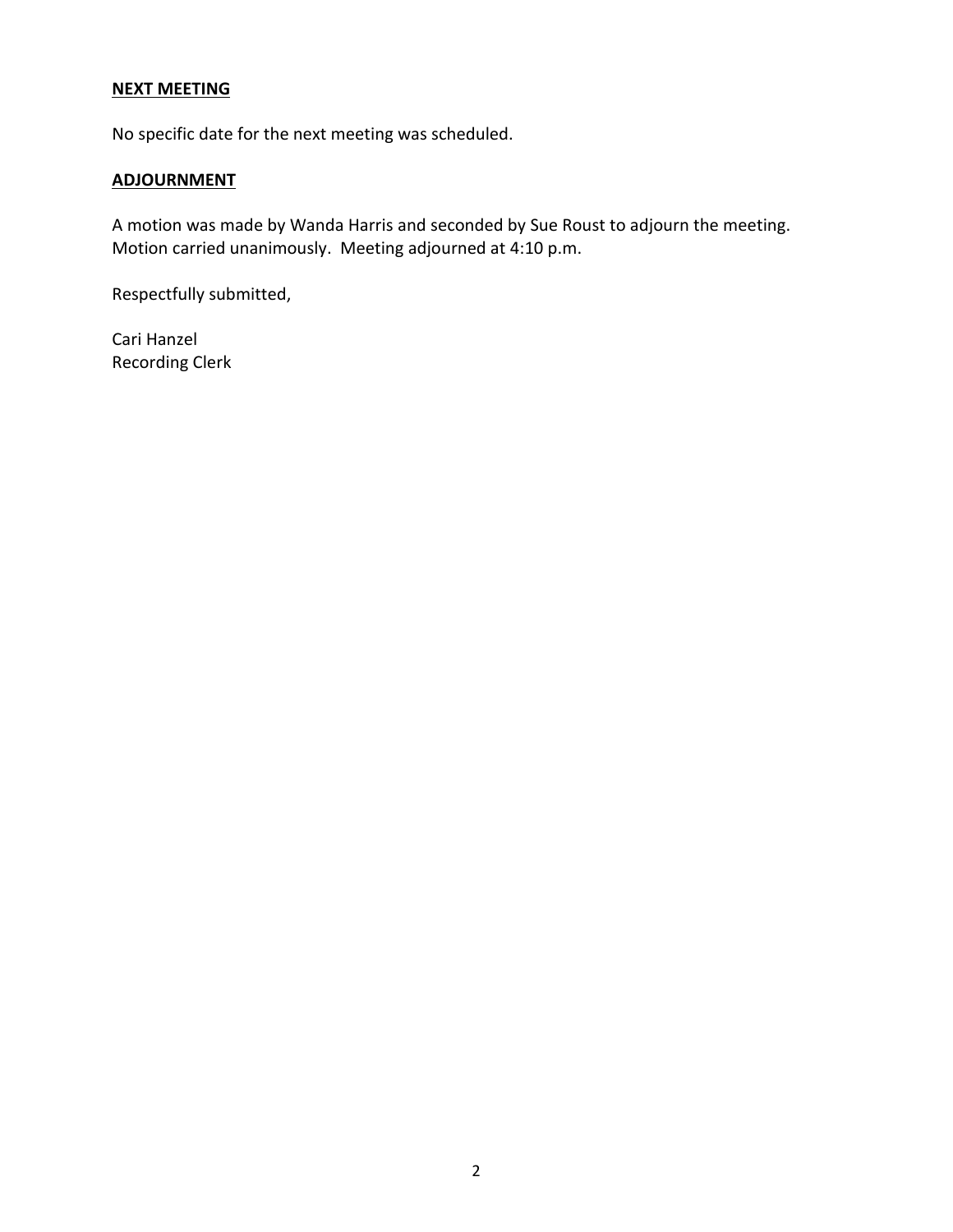**NEXT MEETING**

No specific date for the next meeting was scheduled.

**ADJOURNMENT**

A motion was made by Wanda Harris and seconded by Sue Roust to adjourn the meeting. Motion carried unanimously. Meeting adjourned at 4:10 p.m.

Respectfully submitted,

Cari Hanzel
Recording Clerk